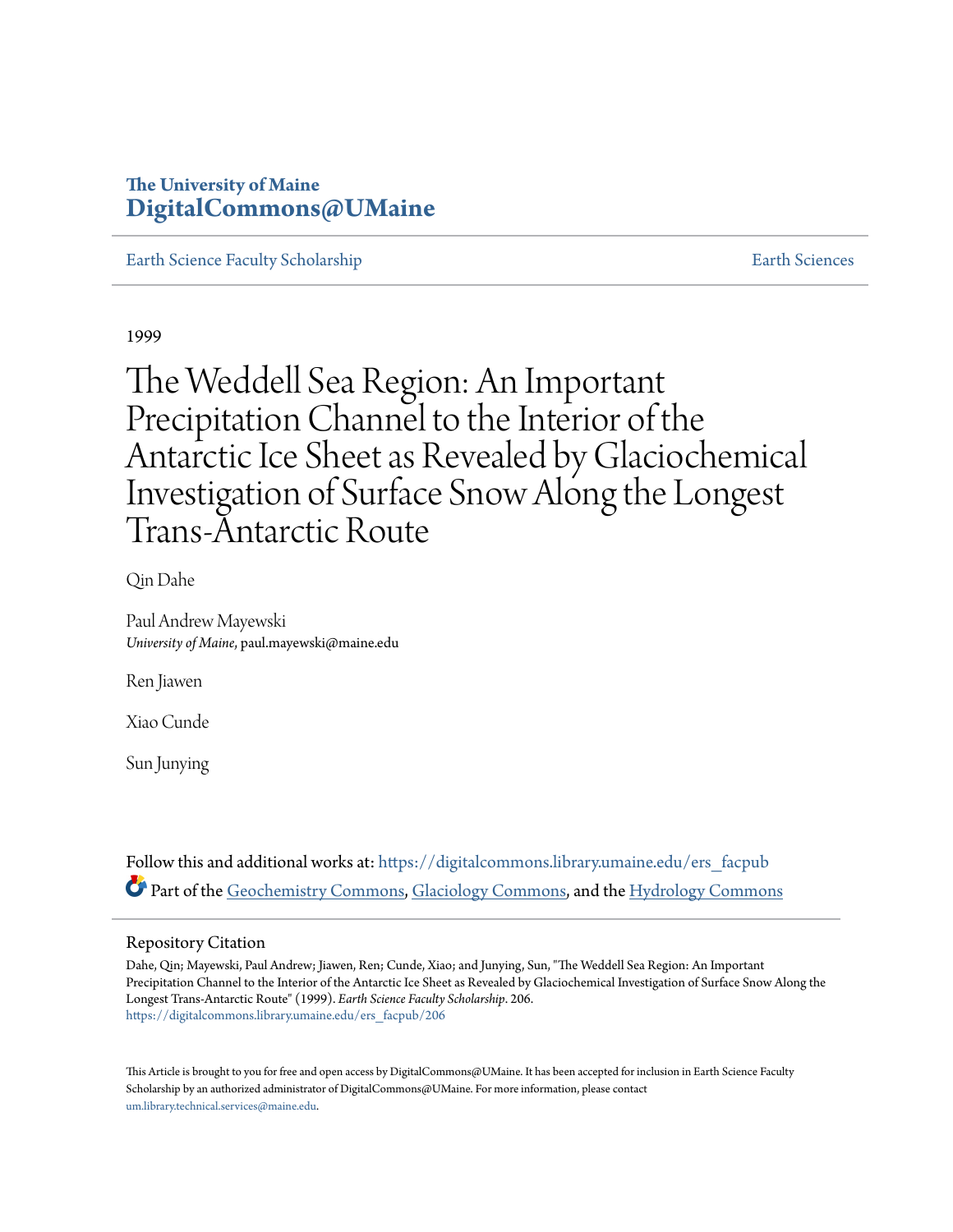The University of Maine
**DigitalCommons@UMaine**

Earth Science Faculty Scholarship | Earth Sciences

1999

# The Weddell Sea Region: An Important Precipitation Channel to the Interior of the Antarctic Ice Sheet as Revealed by Glaciochemical Investigation of Surface Snow Along the Longest Trans-Antarctic Route

Qin Dahe

Paul Andrew Mayewski
*University of Maine*, paul.mayewski@maine.edu

Ren Jiawen

Xiao Cunde

Sun Junying

Follow this and additional works at: https://digitalcommons.library.umaine.edu/ers_facpub

Part of the Geochemistry Commons, Glaciology Commons, and the Hydrology Commons

## Repository Citation

Dahe, Qin; Mayewski, Paul Andrew; Jiawen, Ren; Cunde, Xiao; and Junying, Sun, "The Weddell Sea Region: An Important Precipitation Channel to the Interior of the Antarctic Ice Sheet as Revealed by Glaciochemical Investigation of Surface Snow Along the Longest Trans-Antarctic Route" (1999). *Earth Science Faculty Scholarship*. 206.
https://digitalcommons.library.umaine.edu/ers_facpub/206

This Article is brought to you for free and open access by DigitalCommons@UMaine. It has been accepted for inclusion in Earth Science Faculty Scholarship by an authorized administrator of DigitalCommons@UMaine. For more information, please contact um.library.technical.services@maine.edu.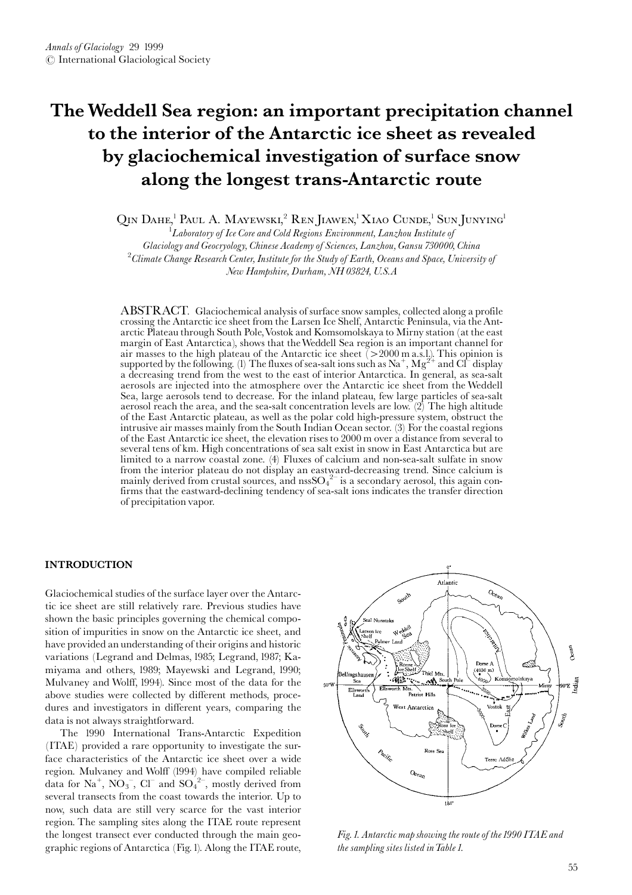# The Weddell Sea region: an important precipitation channel to the interior of the Antarctic ice sheet as revealed by glaciochemical investigation of surface snow along the longest trans-Antarctic route

Qin Dahe,[1] Paul A. Mayewski,[2] Ren Jiawen,[1] Xiao Cunde,[1] Sun Junying[1]

[1] *Laboratory of Ice Core and Cold Regions Environment, Lanzhou Institute of Glaciology and Geocryology, Chinese Academy of Sciences, Lanzhou, Gansu 730000, China*

[2] *Climate Change Research Center, Institute for the Study of Earth, Oceans and Space, University of New Hampshire, Durham, NH 03824, U.S.A*

ABSTRACT. Glaciochemical analysis of surface snow samples, collected along a profile crossing the Antarctic ice sheet from the Larsen Ice Shelf, Antarctic Peninsula, via the Antarctic Plateau through South Pole, Vostok and Komsomolskaya to Mirny station (at the east margin of East Antarctica), shows that the Weddell Sea region is an important channel for air masses to the high plateau of the Antarctic ice sheet (>2000 m a.s.l.). This opinion is supported by the following. (1) The fluxes of sea-salt ions such as $Na^+$, $Mg^{2+}$ and $Cl^-$ display a decreasing trend from the west to the east of interior Antarctica. In general, as sea-salt aerosols are injected into the atmosphere over the Antarctic ice sheet from the Weddell Sea, large aerosols tend to decrease. For the inland plateau, few large particles of sea-salt aerosol reach the area, and the sea-salt concentration levels are low. (2) The high altitude of the East Antarctic plateau, as well as the polar cold high-pressure system, obstruct the intrusive air masses mainly from the South Indian Ocean sector. (3) For the coastal regions of the East Antarctic ice sheet, the elevation rises to 2000 m over a distance from several to several tens of km. High concentrations of sea salt exist in snow in East Antarctica but are limited to a narrow coastal zone. (4) Fluxes of calcium and non-sea-salt sulfate in snow from the interior plateau do not display an eastward-decreasing trend. Since calcium is mainly derived from crustal sources, and $nssSO_4^{2-}$ is a secondary aerosol, this again confirms that the eastward-declining tendency of sea-salt ions indicates the transfer direction of precipitation vapor.

## INTRODUCTION

Glaciochemical studies of the surface layer over the Antarctic ice sheet are still relatively rare. Previous studies have shown the basic principles governing the chemical composition of impurities in snow on the Antarctic ice sheet, and have provided an understanding of their origins and historic variations (Legrand and Delmas, 1985; Legrand, 1987; Kamiyama and others, 1989; Mayewski and Legrand, 1990; Mulvaney and Wolff, 1994). Since most of the data for the above studies were collected by different methods, procedures and investigators in different years, comparing the data is not always straightforward.

The 1990 International Trans-Antarctic Expedition (ITAE) provided a rare opportunity to investigate the surface characteristics of the Antarctic ice sheet over a wide region. Mulvaney and Wolff (1994) have compiled reliable data for $Na^+$, $NO_3^-$, $Cl^-$ and $SO_4^{2-}$, mostly derived from several transects from the coast towards the interior. Up to now, such data are still very scarce for the vast interior region. The sampling sites along the ITAE route represent the longest transect ever conducted through the main geographic regions of Antarctica (Fig. 1). Along the ITAE route,

*Fig. 1. Antarctic map showing the route of the 1990 ITAE and the sampling sites listed in Table 1.*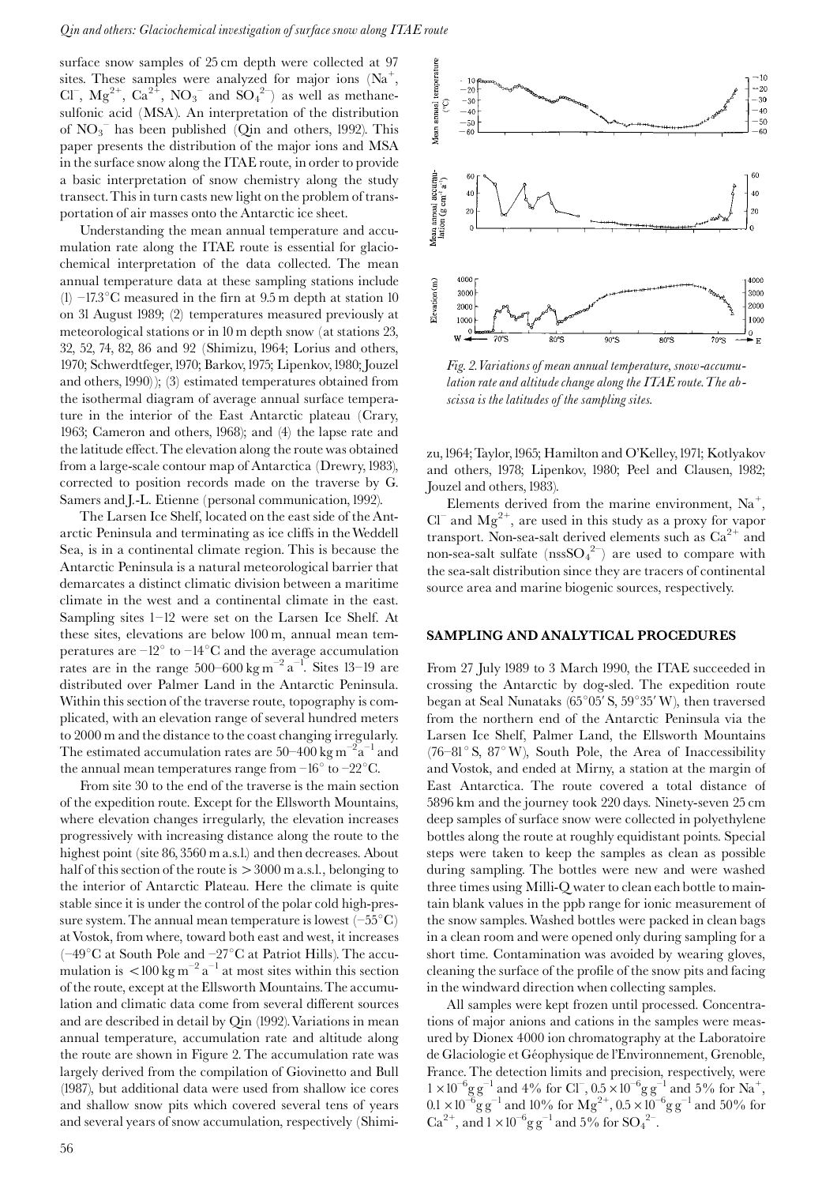surface snow samples of 25 cm depth were collected at 97 sites. These samples were analyzed for major ions ($Na^+$, $Cl^-$, $Mg^{2+}$, $Ca^{2+}$, $NO_3^-$ and $SO_4^{2-}$) as well as methanesulfonic acid (MSA). An interpretation of the distribution of $NO_3^-$ has been published (Qin and others, 1992). This paper presents the distribution of the major ions and MSA in the surface snow along the ITAE route, in order to provide a basic interpretation of snow chemistry along the study transect. This in turn casts new light on the problem of transportation of air masses onto the Antarctic ice sheet.

Understanding the mean annual temperature and accumulation rate along the ITAE route is essential for glaciochemical interpretation of the data collected. The mean annual temperature data at these sampling stations include (1) −17.3°C measured in the firn at 9.5 m depth at station 10 on 31 August 1989; (2) temperatures measured previously at meteorological stations or in 10 m depth snow (at stations 23, 32, 52, 74, 82, 86 and 92 (Shimizu, 1964; Lorius and others, 1970; Schwerdtfeger, 1970; Barkov, 1975; Lipenkov, 1980; Jouzel and others, 1990)); (3) estimated temperatures obtained from the isothermal diagram of average annual surface temperature in the interior of the East Antarctic plateau (Crary, 1963; Cameron and others, 1968); and (4) the lapse rate and the latitude effect. The elevation along the route was obtained from a large-scale contour map of Antarctica (Drewry, 1983), corrected to position records made on the traverse by G. Samers and J.-L. Etienne (personal communication, 1992).

The Larsen Ice Shelf, located on the east side of the Antarctic Peninsula and terminating as ice cliffs in the Weddell Sea, is in a continental climate region. This is because the Antarctic Peninsula is a natural meteorological barrier that demarcates a distinct climatic division between a maritime climate in the west and a continental climate in the east. Sampling sites 1–12 were set on the Larsen Ice Shelf. At these sites, elevations are below 100 m, annual mean temperatures are −12° to −14°C and the average accumulation rates are in the range 500–600 $kg\,m^{-2}\,a^{-1}$. Sites 13–19 are distributed over Palmer Land in the Antarctic Peninsula. Within this section of the traverse route, topography is complicated, with an elevation range of several hundred meters to 2000 m and the distance to the coast changing irregularly. The estimated accumulation rates are 50–400 $kg\,m^{-2}\,a^{-1}$ and the annual mean temperatures range from −16° to −22°C.

From site 30 to the end of the traverse is the main section of the expedition route. Except for the Ellsworth Mountains, where elevation changes irregularly, the elevation increases progressively with increasing distance along the route to the highest point (site 86, 3560 m a.s.l.) and then decreases. About half of this section of the route is > 3000 m a.s.l., belonging to the interior of Antarctic Plateau. Here the climate is quite stable since it is under the control of the polar cold high-pressure system. The annual mean temperature is lowest (−55°C) at Vostok, from where, toward both east and west, it increases (−49°C at South Pole and −27°C at Patriot Hills). The accumulation is < 100 $kg\,m^{-2}\,a^{-1}$ at most sites within this section of the route, except at the Ellsworth Mountains. The accumulation and climatic data come from several different sources and are described in detail by Qin (1992). Variations in mean annual temperature, accumulation rate and altitude along the route are shown in Figure 2. The accumulation rate was largely derived from the compilation of Giovinetto and Bull (1987), but additional data were used from shallow ice cores and shallow snow pits which covered several tens of years and several years of snow accumulation, respectively (Shimizu, 1964; Taylor, 1965; Hamilton and O'Kelley, 1971; Kotlyakov and others, 1978; Lipenkov, 1980; Peel and Clausen, 1982; Jouzel and others, 1983).

*Fig. 2. Variations of mean annual temperature, snow-accumulation rate and altitude change along the ITAE route. The abscissa is the latitudes of the sampling sites.*

Elements derived from the marine environment, $Na^+$, $Cl^-$ and $Mg^{2+}$, are used in this study as a proxy for vapor transport. Non-sea-salt derived elements such as $Ca^{2+}$ and non-sea-salt sulfate ($nssSO_4^{2-}$) are used to compare with the sea-salt distribution since they are tracers of continental source area and marine biogenic sources, respectively.

## SAMPLING AND ANALYTICAL PROCEDURES

From 27 July 1989 to 3 March 1990, the ITAE succeeded in crossing the Antarctic by dog-sled. The expedition route began at Seal Nunataks (65°05′ S, 59°35′ W), then traversed from the northern end of the Antarctic Peninsula via the Larsen Ice Shelf, Palmer Land, the Ellsworth Mountains (76–81° S, 87° W), South Pole, the Area of Inaccessibility and Vostok, and ended at Mirny, a station at the margin of East Antarctica. The route covered a total distance of 5896 km and the journey took 220 days. Ninety-seven 25 cm deep samples of surface snow were collected in polyethylene bottles along the route at roughly equidistant points. Special steps were taken to keep the samples as clean as possible during sampling. The bottles were new and were washed three times using Milli-Q water to clean each bottle to maintain blank values in the ppb range for ionic measurement of the snow samples. Washed bottles were packed in clean bags in a clean room and were opened only during sampling for a short time. Contamination was avoided by wearing gloves, cleaning the surface of the profile of the snow pits and facing in the windward direction when collecting samples.

All samples were kept frozen until processed. Concentrations of major anions and cations in the samples were measured by Dionex 4000 ion chromatography at the Laboratoire de Glaciologie et Géophysique de l'Environnement, Grenoble, France. The detection limits and precision, respectively, were $1 \times 10^{-6}\,g\,g^{-1}$ and 4% for $Cl^-$, $0.5 \times 10^{-6}\,g\,g^{-1}$ and 5% for $Na^+$, $0.1 \times 10^{-6}\,g\,g^{-1}$ and 10% for $Mg^{2+}$, $0.5 \times 10^{-6}\,g\,g^{-1}$ and 50% for $Ca^{2+}$, and $1 \times 10^{-6}\,g\,g^{-1}$ and 5% for $SO_4^{2-}$.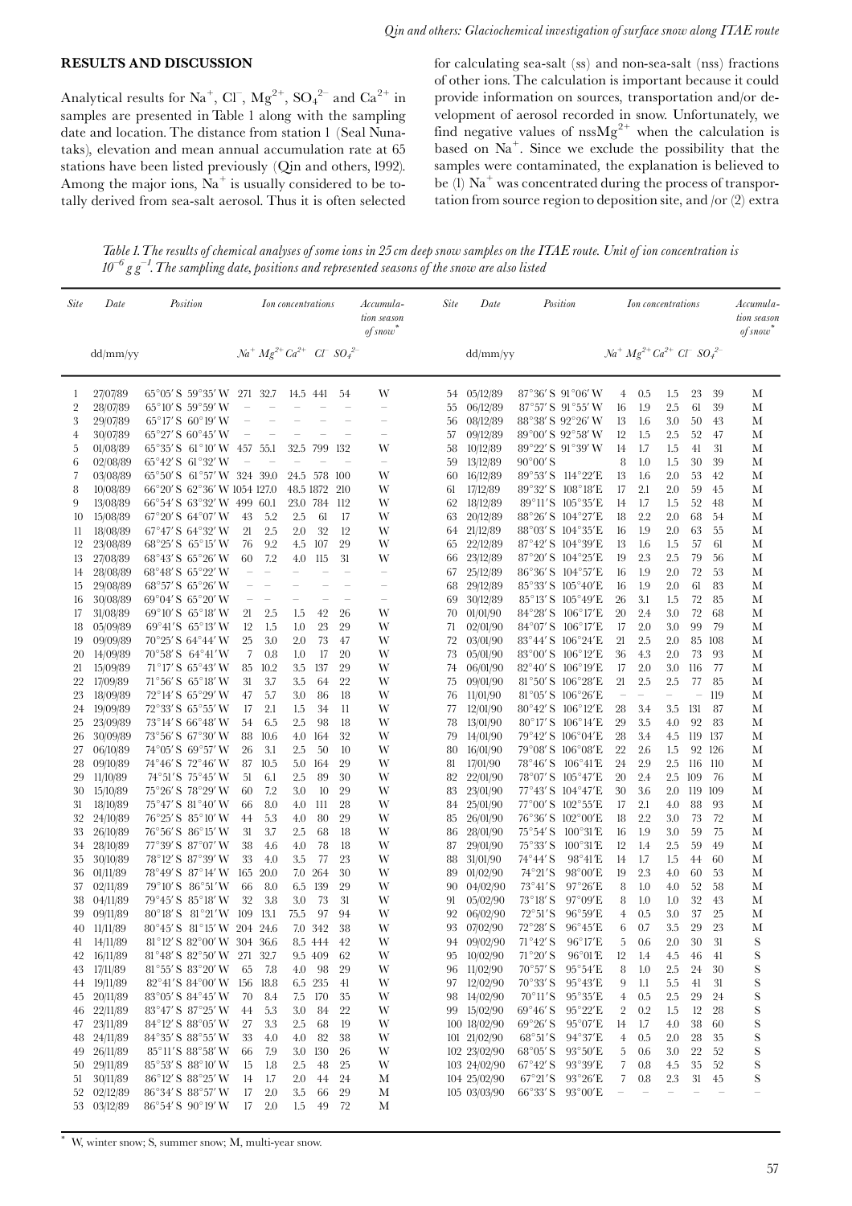## RESULTS AND DISCUSSION

Analytical results for $Na^+$, $Cl^-$, $Mg^{2+}$, $SO_4^{2-}$ and $Ca^{2+}$ in samples are presented in Table 1 along with the sampling date and location. The distance from station 1 (Seal Nunataks), elevation and mean annual accumulation rate at 65 stations have been listed previously (Qin and others, 1992). Among the major ions, $Na^+$ is usually considered to be totally derived from sea-salt aerosol. Thus it is often selected for calculating sea-salt (ss) and non-sea-salt (nss) fractions of other ions. The calculation is important because it could provide information on sources, transportation and/or development of aerosol recorded in snow. Unfortunately, we find negative values of $nssMg^{2+}$ when the calculation is based on $Na^+$. Since we exclude the possibility that the samples were contaminated, the explanation is believed to be (1) $Na^+$ was concentrated during the process of transportation from source region to deposition site, and /or (2) extra

*Table 1. The results of chemical analyses of some ions in 25 cm deep snow samples on the ITAE route. Unit of ion concentration is $10^{-6}$ g $g^{-1}$. The sampling date, positions and represented seasons of the snow are also listed*

| Site | Date (dd/mm/yy) | Position | | $Na^+$ | $Mg^{2+}$ | $Ca^{2+}$ | $Cl^-$ | $SO_4^{2-}$ | Accumulation season of snow* |
|---|---|---|---|---|---|---|---|---|---|
| 1 | 27/07/89 | 65°05′ S | 59°35′ W | 271 | 32.7 | 14.5 | 441 | 54 | W |
| 2 | 28/07/89 | 65°10′ S | 59°59′ W | – | – | – | – | – | – |
| 3 | 29/07/89 | 65°17′ S | 60°19′ W | – | – | – | – | – | – |
| 4 | 30/07/89 | 65°27′ S | 60°45′ W | – | – | – | – | – | – |
| 5 | 01/08/89 | 65°35′ S | 61°10′ W | 457 | 55.1 | 32.5 | 799 | 132 | W |
| 6 | 02/08/89 | 65°42′ S | 61°32′ W | – | – | – | – | – | – |
| 7 | 03/08/89 | 65°50′ S | 61°57′ W | 324 | 39.0 | 24.5 | 578 | 100 | W |
| 8 | 10/08/89 | 66°20′ S | 62°36′ W | 1054 | 127.0 | 48.5 | 1872 | 210 | W |
| 9 | 13/08/89 | 66°54′ S | 63°32′ W | 499 | 60.1 | 23.0 | 784 | 112 | W |
| 10 | 15/08/89 | 67°20′ S | 64°07′ W | 43 | 5.2 | 2.5 | 61 | 17 | W |
| 11 | 18/08/89 | 67°47′ S | 64°32′ W | 21 | 2.5 | 2.0 | 32 | 12 | W |
| 12 | 23/08/89 | 68°25′ S | 65°15′ W | 76 | 9.2 | 4.5 | 107 | 29 | W |
| 13 | 27/08/89 | 68°43′ S | 65°26′ W | 60 | 7.2 | 4.0 | 115 | 31 | W |
| 14 | 28/08/89 | 68°48′ S | 65°22′ W | – | – | – | – | – | – |
| 15 | 29/08/89 | 68°57′ S | 65°26′ W | – | – | – | – | – | – |
| 16 | 30/08/89 | 69°04′ S | 65°20′ W | – | – | – | – | – | – |
| 17 | 31/08/89 | 69°10′ S | 65°18′ W | 21 | 2.5 | 1.5 | 42 | 26 | W |
| 18 | 05/09/89 | 69°41′ S | 65°13′ W | 12 | 1.5 | 1.0 | 23 | 29 | W |
| 19 | 09/09/89 | 70°25′ S | 64°44′ W | 25 | 3.0 | 2.0 | 73 | 47 | W |
| 20 | 14/09/89 | 70°58′ S | 64°41′ W | 7 | 0.8 | 1.0 | 17 | 20 | W |
| 21 | 15/09/89 | 71°17′ S | 65°43′ W | 85 | 10.2 | 3.5 | 137 | 29 | W |
| 22 | 17/09/89 | 71°56′ S | 65°18′ W | 31 | 3.7 | 3.5 | 64 | 22 | W |
| 23 | 18/09/89 | 72°14′ S | 65°29′ W | 47 | 5.7 | 3.0 | 86 | 18 | W |
| 24 | 19/09/89 | 72°33′ S | 65°55′ W | 17 | 2.1 | 1.5 | 34 | 11 | W |
| 25 | 23/09/89 | 73°14′ S | 66°48′ W | 54 | 6.5 | 2.5 | 98 | 18 | W |
| 26 | 30/09/89 | 73°56′ S | 67°30′ W | 88 | 10.6 | 4.0 | 164 | 32 | W |
| 27 | 06/10/89 | 74°05′ S | 69°57′ W | 26 | 3.1 | 2.5 | 50 | 10 | W |
| 28 | 09/10/89 | 74°46′ S | 72°46′ W | 87 | 10.5 | 5.0 | 164 | 29 | W |
| 29 | 11/10/89 | 74°51′ S | 75°45′ W | 51 | 6.1 | 2.5 | 89 | 30 | W |
| 30 | 15/10/89 | 75°26′ S | 78°29′ W | 60 | 7.2 | 3.0 | 10 | 29 | W |
| 31 | 18/10/89 | 75°47′ S | 81°40′ W | 66 | 8.0 | 4.0 | 111 | 28 | W |
| 32 | 24/10/89 | 76°25′ S | 85°10′ W | 44 | 5.3 | 4.0 | 80 | 29 | W |
| 33 | 26/10/89 | 76°56′ S | 86°15′ W | 31 | 3.7 | 2.5 | 68 | 18 | W |
| 34 | 28/10/89 | 77°39′ S | 87°07′ W | 38 | 4.6 | 4.0 | 78 | 18 | W |
| 35 | 30/10/89 | 78°12′ S | 87°39′ W | 33 | 4.0 | 3.5 | 77 | 23 | W |
| 36 | 01/11/89 | 78°49′ S | 87°14′ W | 165 | 20.0 | 7.0 | 264 | 30 | W |
| 37 | 02/11/89 | 79°10′ S | 86°51′ W | 66 | 8.0 | 6.5 | 139 | 29 | W |
| 38 | 04/11/89 | 79°45′ S | 85°18′ W | 32 | 3.8 | 3.0 | 73 | 31 | W |
| 39 | 09/11/89 | 80°18′ S | 81°21′ W | 109 | 13.1 | 75.5 | 97 | 94 | W |
| 40 | 11/11/89 | 80°45′ S | 81°15′ W | 204 | 24.6 | 7.0 | 342 | 38 | W |
| 41 | 14/11/89 | 81°12′ S | 82°00′ W | 304 | 36.6 | 8.5 | 444 | 42 | W |
| 42 | 16/11/89 | 81°48′ S | 82°50′ W | 271 | 32.7 | 9.5 | 409 | 62 | W |
| 43 | 17/11/89 | 81°55′ S | 83°20′ W | 65 | 7.8 | 4.0 | 98 | 29 | W |
| 44 | 19/11/89 | 82°41′ S | 84°00′ W | 156 | 18.8 | 6.5 | 235 | 41 | W |
| 45 | 20/11/89 | 83°05′ S | 84°45′ W | 70 | 8.4 | 7.5 | 170 | 35 | W |
| 46 | 22/11/89 | 83°47′ S | 87°25′ W | 44 | 5.3 | 3.0 | 84 | 22 | W |
| 47 | 23/11/89 | 84°12′ S | 88°05′ W | 27 | 3.3 | 2.5 | 68 | 19 | W |
| 48 | 24/11/89 | 84°35′ S | 88°55′ W | 33 | 4.0 | 4.0 | 82 | 38 | W |
| 49 | 26/11/89 | 85°11′ S | 88°58′ W | 66 | 7.9 | 3.0 | 130 | 26 | W |
| 50 | 29/11/89 | 85°53′ S | 88°10′ W | 15 | 1.8 | 2.5 | 48 | 25 | W |
| 51 | 30/11/89 | 86°12′ S | 88°25′ W | 14 | 1.7 | 2.0 | 44 | 24 | M |
| 52 | 02/12/89 | 86°34′ S | 88°57′ W | 17 | 2.0 | 3.5 | 66 | 29 | M |
| 53 | 03/12/89 | 86°54′ S | 90°19′ W | 17 | 2.0 | 1.5 | 49 | 72 | M |
| 54 | 05/12/89 | 87°36′ S | 91°06′ W | 4 | 0.5 | 1.5 | 23 | 39 | M |
| 55 | 06/12/89 | 87°57′ S | 91°55′ W | 16 | 1.9 | 2.5 | 61 | 39 | M |
| 56 | 08/12/89 | 88°38′ S | 92°26′ W | 13 | 1.6 | 3.0 | 50 | 43 | M |
| 57 | 09/12/89 | 89°00′ S | 92°58′ W | 12 | 1.5 | 2.5 | 52 | 47 | M |
| 58 | 10/12/89 | 89°22′ S | 91°39′ W | 14 | 1.7 | 1.5 | 41 | 31 | M |
| 59 | 13/12/89 | 90°00′ S | | 8 | 1.0 | 1.5 | 30 | 39 | M |
| 60 | 16/12/89 | 89°53′ S | 114°22′E | 13 | 1.6 | 2.0 | 53 | 42 | M |
| 61 | 17/12/89 | 89°32′ S | 108°18′E | 17 | 2.1 | 2.0 | 59 | 45 | M |
| 62 | 18/12/89 | 89°11′ S | 105°35′E | 14 | 1.7 | 1.5 | 52 | 48 | M |
| 63 | 20/12/89 | 88°26′ S | 104°27′E | 18 | 2.2 | 2.0 | 68 | 54 | M |
| 64 | 21/12/89 | 88°03′ S | 104°35′E | 16 | 1.9 | 2.0 | 63 | 55 | M |
| 65 | 22/12/89 | 87°42′ S | 104°39′E | 13 | 1.6 | 1.5 | 57 | 61 | M |
| 66 | 23/12/89 | 87°20′ S | 104°25′E | 19 | 2.3 | 2.5 | 79 | 56 | M |
| 67 | 25/12/89 | 86°36′ S | 104°57′E | 16 | 1.9 | 2.0 | 72 | 53 | M |
| 68 | 29/12/89 | 85°33′ S | 105°40′E | 16 | 1.9 | 2.0 | 61 | 83 | M |
| 69 | 30/12/89 | 85°13′ S | 105°49′E | 26 | 3.1 | 1.5 | 72 | 85 | M |
| 70 | 01/01/90 | 84°28′ S | 106°17′E | 20 | 2.4 | 3.0 | 72 | 68 | M |
| 71 | 02/01/90 | 84°07′ S | 106°17′E | 17 | 2.0 | 3.0 | 99 | 79 | M |
| 72 | 03/01/90 | 83°44′ S | 106°24′E | 21 | 2.5 | 2.0 | 85 | 108 | M |
| 73 | 05/01/90 | 83°00′ S | 106°12′E | 36 | 4.3 | 2.0 | 73 | 93 | M |
| 74 | 06/01/90 | 82°40′ S | 106°19′E | 17 | 2.0 | 3.0 | 116 | 77 | M |
| 75 | 09/01/90 | 81°50′ S | 106°28′E | 21 | 2.5 | 2.5 | 77 | 85 | M |
| 76 | 11/01/90 | 81°05′ S | 106°26′E | – | – | – | – | 119 | M |
| 77 | 12/01/90 | 80°42′ S | 106°12′E | 28 | 3.4 | 3.5 | 131 | 87 | M |
| 78 | 13/01/90 | 80°17′ S | 106°14′E | 29 | 3.5 | 4.0 | 92 | 83 | M |
| 79 | 14/01/90 | 79°42′ S | 106°04′E | 28 | 3.4 | 4.5 | 119 | 137 | M |
| 80 | 16/01/90 | 79°08′ S | 106°08′E | 22 | 2.6 | 1.5 | 92 | 126 | M |
| 81 | 17/01/90 | 78°46′ S | 106°41′E | 24 | 2.9 | 2.5 | 116 | 110 | M |
| 82 | 22/01/90 | 78°07′ S | 105°47′E | 20 | 2.4 | 2.5 | 109 | 76 | M |
| 83 | 23/01/90 | 77°43′ S | 104°47′E | 30 | 3.6 | 2.0 | 119 | 109 | M |
| 84 | 25/01/90 | 77°00′ S | 102°55′E | 17 | 2.1 | 4.0 | 88 | 93 | M |
| 85 | 26/01/90 | 76°36′ S | 102°00′E | 18 | 2.2 | 3.0 | 73 | 72 | M |
| 86 | 28/01/90 | 75°54′ S | 100°31′E | 16 | 1.9 | 3.0 | 59 | 75 | M |
| 87 | 29/01/90 | 75°33′ S | 100°31′E | 12 | 1.4 | 2.5 | 59 | 49 | M |
| 88 | 31/01/90 | 74°44′ S | 98°41′E | 14 | 1.7 | 1.5 | 44 | 60 | M |
| 89 | 01/02/90 | 74°21′ S | 98°00′E | 19 | 2.3 | 4.0 | 60 | 53 | M |
| 90 | 04/02/90 | 73°41′ S | 97°26′E | 8 | 1.0 | 4.0 | 52 | 58 | M |
| 91 | 05/02/90 | 73°18′ S | 97°09′E | 8 | 1.0 | 1.0 | 32 | 43 | M |
| 92 | 06/02/90 | 72°51′ S | 96°59′E | 4 | 0.5 | 3.0 | 37 | 25 | M |
| 93 | 07/02/90 | 72°28′ S | 96°45′E | 6 | 0.7 | 3.5 | 29 | 23 | M |
| 94 | 09/02/90 | 71°42′ S | 96°17′E | 5 | 0.6 | 2.0 | 30 | 31 | S |
| 95 | 10/02/90 | 71°20′ S | 96°01′E | 12 | 1.4 | 4.5 | 46 | 41 | S |
| 96 | 11/02/90 | 70°57′ S | 95°54′E | 8 | 1.0 | 2.5 | 24 | 30 | S |
| 97 | 12/02/90 | 70°33′ S | 95°43′E | 9 | 1.1 | 5.5 | 41 | 31 | S |
| 98 | 14/02/90 | 70°11′ S | 95°35′E | 4 | 0.5 | 2.5 | 29 | 24 | S |
| 99 | 15/02/90 | 69°46′ S | 95°22′E | 2 | 0.2 | 1.5 | 12 | 28 | S |
| 100 | 18/02/90 | 69°26′ S | 95°07′E | 14 | 1.7 | 4.0 | 38 | 60 | S |
| 101 | 21/02/90 | 68°51′ S | 94°37′E | 4 | 0.5 | 2.0 | 28 | 35 | S |
| 102 | 23/02/90 | 68°05′ S | 93°50′E | 5 | 0.6 | 3.0 | 22 | 52 | S |
| 103 | 24/02/90 | 67°42′ S | 93°39′E | 7 | 0.8 | 4.5 | 35 | 52 | S |
| 104 | 25/02/90 | 67°21′ S | 93°26′E | 7 | 0.8 | 2.3 | 31 | 45 | S |
| 105 | 03/03/90 | 66°33′ S | 93°00′E | – | – | – | – | – | – |

\* W, winter snow; S, summer snow; M, multi-year snow.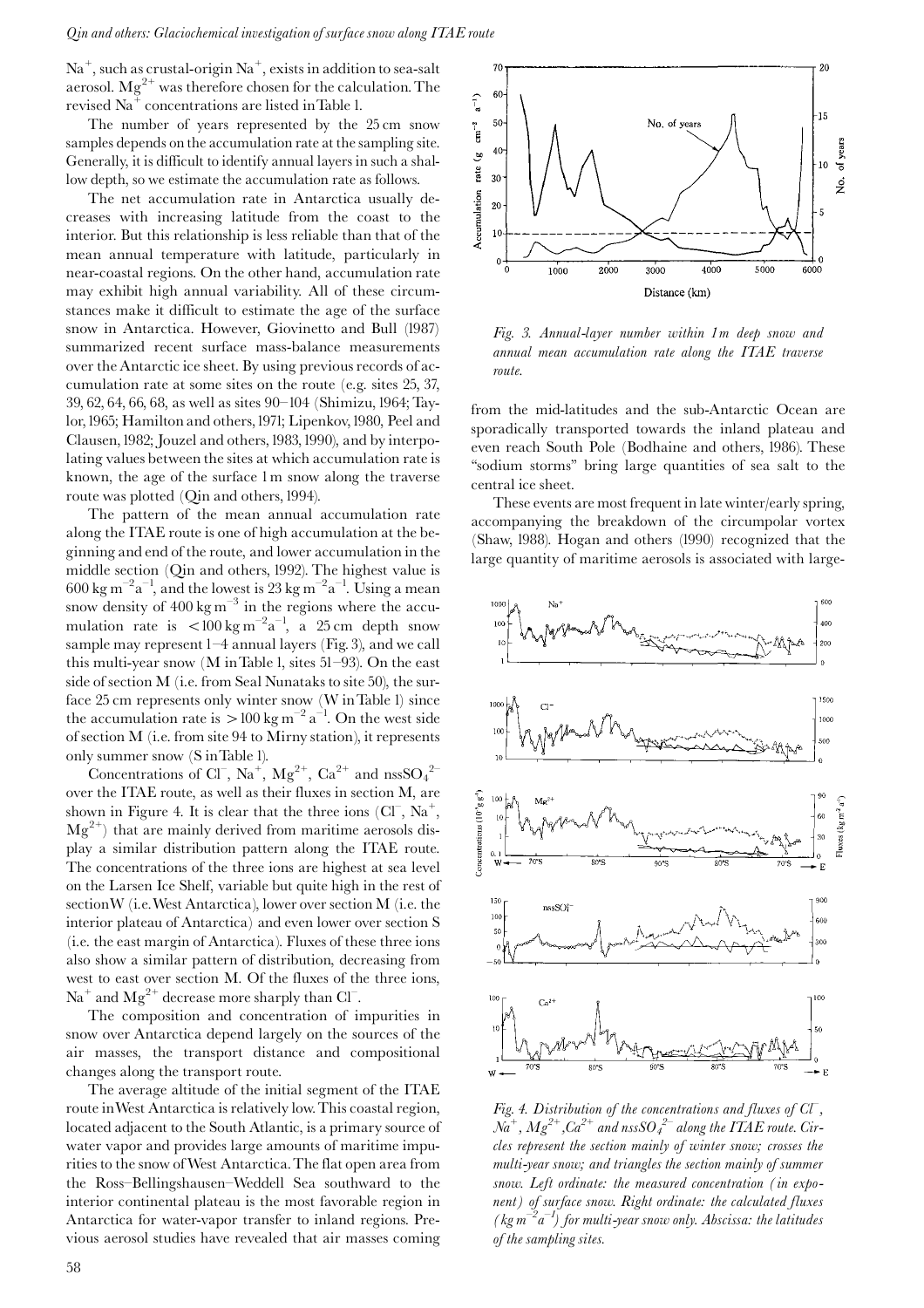$Na^+$, such as crustal-origin $Na^+$, exists in addition to sea-salt aerosol. $Mg^{2+}$ was therefore chosen for the calculation. The revised $Na^+$ concentrations are listed in Table 1.

The number of years represented by the 25 cm snow samples depends on the accumulation rate at the sampling site. Generally, it is difficult to identify annual layers in such a shallow depth, so we estimate the accumulation rate as follows.

The net accumulation rate in Antarctica usually decreases with increasing latitude from the coast to the interior. But this relationship is less reliable than that of the mean annual temperature with latitude, particularly in near-coastal regions. On the other hand, accumulation rate may exhibit high annual variability. All of these circumstances make it difficult to estimate the age of the surface snow in Antarctica. However, Giovinetto and Bull (1987) summarized recent surface mass-balance measurements over the Antarctic ice sheet. By using previous records of accumulation rate at some sites on the route (e.g. sites 25, 37, 39, 62, 64, 66, 68, as well as sites 90–104 (Shimizu, 1964; Taylor, 1965; Hamilton and others, 1971; Lipenkov, 1980, Peel and Clausen, 1982; Jouzel and others, 1983, 1990), and by interpolating values between the sites at which accumulation rate is known, the age of the surface 1 m snow along the traverse route was plotted (Qin and others, 1994).

The pattern of the mean annual accumulation rate along the ITAE route is one of high accumulation at the beginning and end of the route, and lower accumulation in the middle section (Qin and others, 1992). The highest value is $600\ kg\ m^{-2} a^{-1}$, and the lowest is $23\ kg\ m^{-2} a^{-1}$. Using a mean snow density of $400\ kg\ m^{-3}$ in the regions where the accumulation rate is $< 100\ kg\ m^{-2} a^{-1}$, a 25 cm depth snow sample may represent 1–4 annual layers (Fig. 3), and we call this multi-year snow (M in Table 1, sites 51–93). On the east side of section M (i.e. from Seal Nunataks to site 50), the surface 25 cm represents only winter snow (W in Table 1) since the accumulation rate is $> 100\ kg\ m^{-2} a^{-1}$. On the west side of section M (i.e. from site 94 to Mirny station), it represents only summer snow (S in Table 1).

Concentrations of $Cl^-$, $Na^+$, $Mg^{2+}$, $Ca^{2+}$ and $nssSO_4^{2-}$ over the ITAE route, as well as their fluxes in section M, are shown in Figure 4. It is clear that the three ions ($Cl^-$, $Na^+$, $Mg^{2+}$) that are mainly derived from maritime aerosols display a similar distribution pattern along the ITAE route. The concentrations of the three ions are highest at sea level on the Larsen Ice Shelf, variable but quite high in the rest of section W (i.e. West Antarctica), lower over section M (i.e. the interior plateau of Antarctica) and even lower over section S (i.e. the east margin of Antarctica). Fluxes of these three ions also show a similar pattern of distribution, decreasing from west to east over section M. Of the fluxes of the three ions, $Na^+$ and $Mg^{2+}$ decrease more sharply than $Cl^-$.

The composition and concentration of impurities in snow over Antarctica depend largely on the sources of the air masses, the transport distance and compositional changes along the transport route.

The average altitude of the initial segment of the ITAE route in West Antarctica is relatively low. This coastal region, located adjacent to the South Atlantic, is a primary source of water vapor and provides large amounts of maritime impurities to the snow of West Antarctica. The flat open area from the Ross–Bellingshausen–Weddell Sea southward to the interior continental plateau is the most favorable region in Antarctica for water-vapor transfer to inland regions. Previous aerosol studies have revealed that air masses coming from the mid-latitudes and the sub-Antarctic Ocean are sporadically transported towards the inland plateau and even reach South Pole (Bodhaine and others, 1986). These "sodium storms" bring large quantities of sea salt to the central ice sheet.

*Fig. 3. Annual-layer number within 1 m deep snow and annual mean accumulation rate along the ITAE traverse route.*

These events are most frequent in late winter/early spring, accompanying the breakdown of the circumpolar vortex (Shaw, 1988). Hogan and others (1990) recognized that the large quantity of maritime aerosols is associated with large-

*Fig. 4. Distribution of the concentrations and fluxes of $Cl^-$, $Na^+$, $Mg^{2+}$, $Ca^{2+}$ and $nssSO_4^{2-}$ along the ITAE route. Circles represent the section mainly of winter snow; crosses the multi-year snow; and triangles the section mainly of summer snow. Left ordinate: the measured concentration (in exponent) of surface snow. Right ordinate: the calculated fluxes ($kg\ m^{-2} a^{-1}$) for multi-year snow only. Abscissa: the latitudes of the sampling sites.*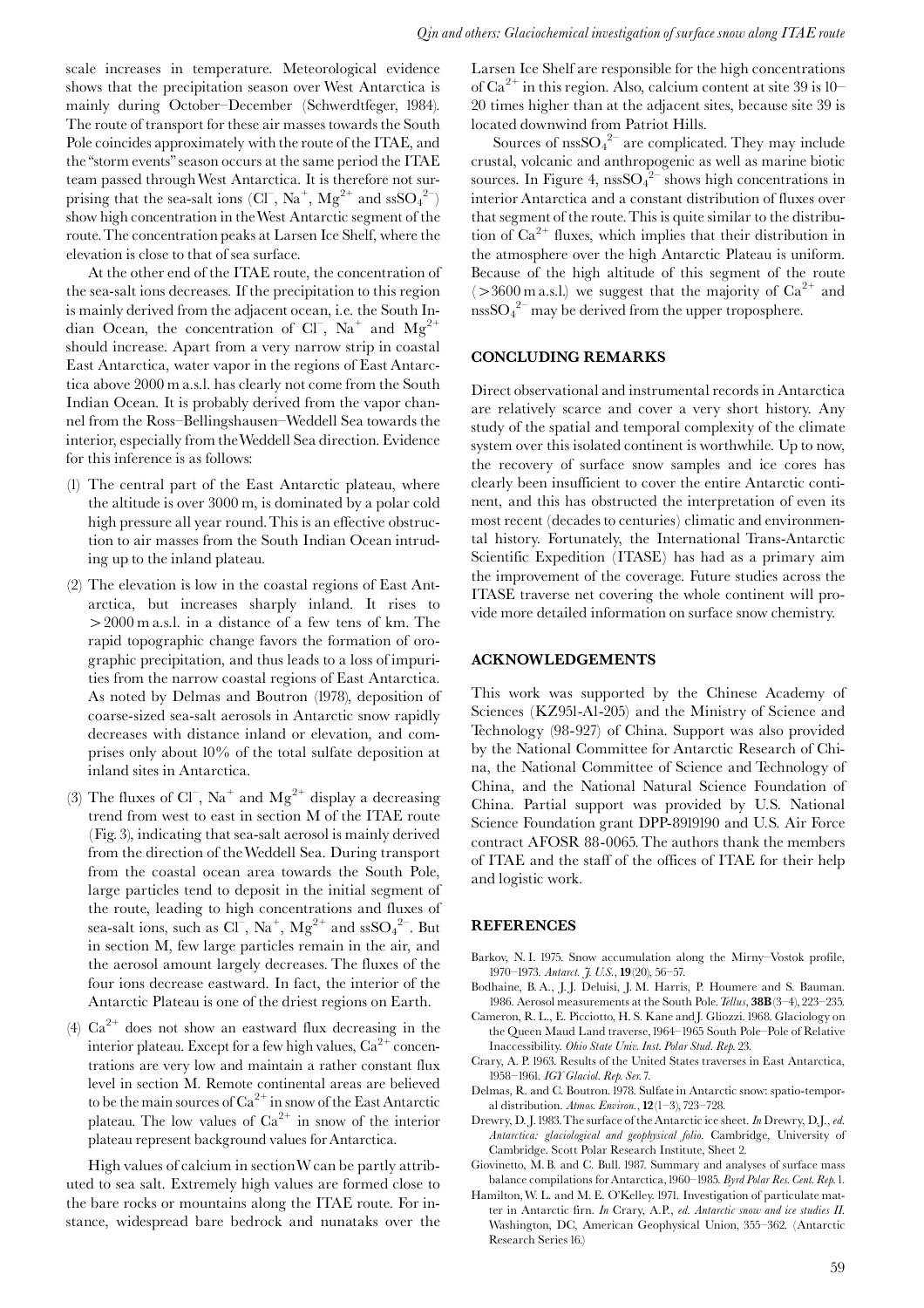scale increases in temperature. Meteorological evidence shows that the precipitation season over West Antarctica is mainly during October–December (Schwerdtfeger, 1984). The route of transport for these air masses towards the South Pole coincides approximately with the route of the ITAE, and the "storm events" season occurs at the same period the ITAE team passed through West Antarctica. It is therefore not surprising that the sea-salt ions ($Cl^-$, $Na^+$, $Mg^{2+}$ and $ssSO_4^{2-}$) show high concentration in the West Antarctic segment of the route. The concentration peaks at Larsen Ice Shelf, where the elevation is close to that of sea surface.

At the other end of the ITAE route, the concentration of the sea-salt ions decreases. If the precipitation to this region is mainly derived from the adjacent ocean, i.e. the South Indian Ocean, the concentration of $Cl^-$, $Na^+$ and $Mg^{2+}$ should increase. Apart from a very narrow strip in coastal East Antarctica, water vapor in the regions of East Antarctica above 2000 m a.s.l. has clearly not come from the South Indian Ocean. It is probably derived from the vapor channel from the Ross–Bellingshausen–Weddell Sea towards the interior, especially from the Weddell Sea direction. Evidence for this inference is as follows:

(1) The central part of the East Antarctic plateau, where the altitude is over 3000 m, is dominated by a polar cold high pressure all year round. This is an effective obstruction to air masses from the South Indian Ocean intruding up to the inland plateau.

(2) The elevation is low in the coastal regions of East Antarctica, but increases sharply inland. It rises to >2000 m a.s.l. in a distance of a few tens of km. The rapid topographic change favors the formation of orographic precipitation, and thus leads to a loss of impurities from the narrow coastal regions of East Antarctica. As noted by Delmas and Boutron (1978), deposition of coarse-sized sea-salt aerosols in Antarctic snow rapidly decreases with distance inland or elevation, and comprises only about 10% of the total sulfate deposition at inland sites in Antarctica.

(3) The fluxes of $Cl^-$, $Na^+$ and $Mg^{2+}$ display a decreasing trend from west to east in section M of the ITAE route (Fig. 3), indicating that sea-salt aerosol is mainly derived from the direction of the Weddell Sea. During transport from the coastal ocean area towards the South Pole, large particles tend to deposit in the initial segment of the route, leading to high concentrations and fluxes of sea-salt ions, such as $Cl^-$, $Na^+$, $Mg^{2+}$ and $ssSO_4^{2-}$. But in section M, few large particles remain in the air, and the aerosol amount largely decreases. The fluxes of the four ions decrease eastward. In fact, the interior of the Antarctic Plateau is one of the driest regions on Earth.

(4) $Ca^{2+}$ does not show an eastward flux decreasing in the interior plateau. Except for a few high values, $Ca^{2+}$ concentrations are very low and maintain a rather constant flux level in section M. Remote continental areas are believed to be the main sources of $Ca^{2+}$ in snow of the East Antarctic plateau. The low values of $Ca^{2+}$ in snow of the interior plateau represent background values for Antarctica.

High values of calcium in section W can be partly attributed to sea salt. Extremely high values are formed close to the bare rocks or mountains along the ITAE route. For instance, widespread bare bedrock and nunataks over the Larsen Ice Shelf are responsible for the high concentrations of $Ca^{2+}$ in this region. Also, calcium content at site 39 is 10–20 times higher than at the adjacent sites, because site 39 is located downwind from Patriot Hills.

Sources of $nssSO_4^{2-}$ are complicated. They may include crustal, volcanic and anthropogenic as well as marine biotic sources. In Figure 4, $nssSO_4^{2-}$ shows high concentrations in interior Antarctica and a constant distribution of fluxes over that segment of the route. This is quite similar to the distribution of $Ca^{2+}$ fluxes, which implies that their distribution in the atmosphere over the high Antarctic Plateau is uniform. Because of the high altitude of this segment of the route (>3600 m a.s.l.) we suggest that the majority of $Ca^{2+}$ and $nssSO_4^{2-}$ may be derived from the upper troposphere.

## CONCLUDING REMARKS

Direct observational and instrumental records in Antarctica are relatively scarce and cover a very short history. Any study of the spatial and temporal complexity of the climate system over this isolated continent is worthwhile. Up to now, the recovery of surface snow samples and ice cores has clearly been insufficient to cover the entire Antarctic continent, and this has obstructed the interpretation of even its most recent (decades to centuries) climatic and environmental history. Fortunately, the International Trans-Antarctic Scientific Expedition (ITASE) has had as a primary aim the improvement of the coverage. Future studies across the ITASE traverse net covering the whole continent will provide more detailed information on surface snow chemistry.

## ACKNOWLEDGEMENTS

This work was supported by the Chinese Academy of Sciences (KZ951-A1-205) and the Ministry of Science and Technology (98-927) of China. Support was also provided by the National Committee for Antarctic Research of China, the National Committee of Science and Technology of China, and the National Natural Science Foundation of China. Partial support was provided by U.S. National Science Foundation grant DPP-8919190 and U.S. Air Force contract AFOSR 88-0065. The authors thank the members of ITAE and the staff of the offices of ITAE for their help and logistic work.

## REFERENCES

Barkov, N. I. 1975. Snow accumulation along the Mirny–Vostok profile, 1970–1973. *Antarct. J. U.S.*, **19**(20), 56–57.

Bodhaine, B. A., J. J. Deluisi, J. M. Harris, P. Houmere and S. Bauman. 1986. Aerosol measurements at the South Pole. *Tellus*, **38B**(3–4), 223–235.

Cameron, R. L., E. Picciotto, H. S. Kane and J. Gliozzi. 1968. Glaciology on the Queen Maud Land traverse, 1964–1965 South Pole–Pole of Relative Inaccessibility. *Ohio State Univ. Inst. Polar Stud. Rep.* 23.

Crary, A. P. 1963. Results of the United States traverses in East Antarctica, 1958–1961. *IGY Glaciol. Rep. Ser.* 7.

Delmas, R. and C. Boutron. 1978. Sulfate in Antarctic snow: spatio-temporal distribution. *Atmos. Environ.*, **12**(1–3), 723–728.

Drewry, D. J. 1983. The surface of the Antarctic ice sheet. *In* Drewry, D. J., *ed. Antarctica: glaciological and geophysical folio.* Cambridge, University of Cambridge. Scott Polar Research Institute, Sheet 2.

Giovinetto, M. B. and C. Bull. 1987. Summary and analyses of surface mass balance compilations for Antarctica, 1960–1985. *Byrd Polar Res. Cent. Rep.* 1.

Hamilton, W. L. and M. E. O'Kelley. 1971. Investigation of particulate matter in Antarctic firn. *In* Crary, A. P., *ed. Antarctic snow and ice studies II.* Washington, DC, American Geophysical Union, 355–362. (Antarctic Research Series 16.)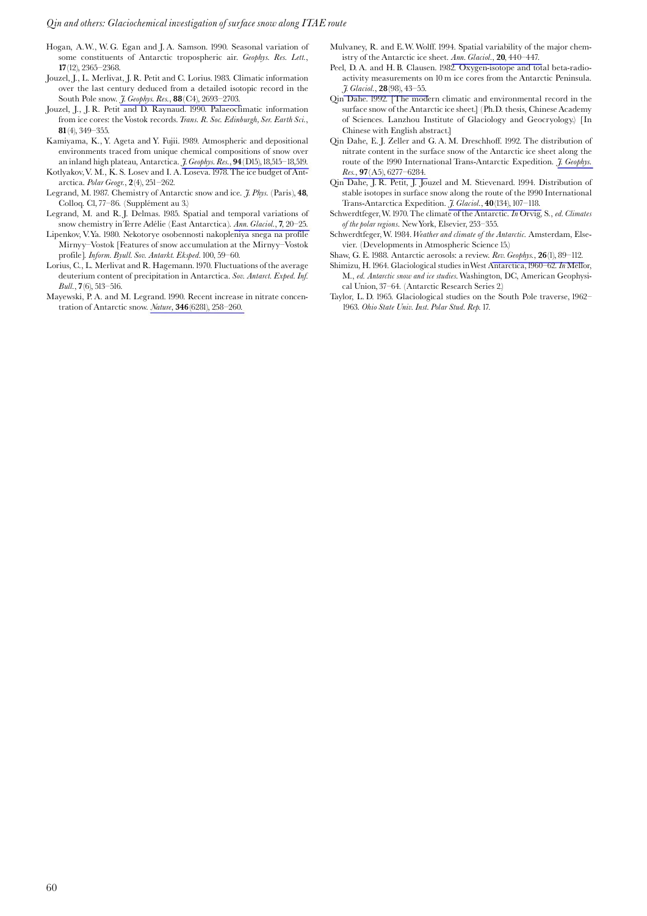Hogan, A.W., W. G. Egan and J. A. Samson. 1990. Seasonal variation of some constituents of Antarctic tropospheric air. *Geophys. Res. Lett.*, **17**(12), 2365–2368.

Jouzel, J., L. Merlivat, J. R. Petit and C. Lorius. 1983. Climatic information over the last century deduced from a detailed isotopic record in the South Pole snow. *J. Geophys. Res.*, **88**(C4), 2693–2703.

Jouzel, J., J. R. Petit and D. Raynaud. 1990. Palaeoclimatic information from ice cores: the Vostok records. *Trans. R. Soc. Edinburgh, Ser. Earth Sci.*, **81**(4), 349–355.

Kamiyama, K., Y. Ageta and Y. Fujii. 1989. Atmospheric and depositional environments traced from unique chemical compositions of snow over an inland high plateau, Antarctica. *J. Geophys. Res.*, **94**(D15), 18,515–18,519.

Kotlyakov, V. M., K. S. Losev and I. A. Loseva. 1978. The ice budget of Antarctica. *Polar Geogr.*, **2**(4), 251–262.

Legrand, M. 1987. Chemistry of Antarctic snow and ice. *J. Phys.* (Paris), **48**, Colloq. C1, 77–86. (Supplément au 3.)

Legrand, M. and R. J. Delmas. 1985. Spatial and temporal variations of snow chemistry in Terre Adélie (East Antarctica). *Ann. Glaciol.*, **7**, 20–25.

Lipenkov, V. Ya. 1980. Nekotorye osobennosti nakopleniya snega na profile Mirnyy–Vostok [Features of snow accumulation at the Mirnyy–Vostok profile]. *Inform. Byull. Sov. Antarkt. Eksped.* 100, 59–60.

Lorius, C., L. Merlivat and R. Hagemann. 1970. Fluctuations of the average deuterium content of precipitation in Antarctica. *Sov. Antarct. Exped. Inf. Bull.*, **7**(6), 513–516.

Mayewski, P. A. and M. Legrand. 1990. Recent increase in nitrate concentration of Antarctic snow. *Nature*, **346**(6281), 258–260.

Mulvaney, R. and E. W. Wolff. 1994. Spatial variability of the major chemistry of the Antarctic ice sheet. *Ann. Glaciol.*, **20**, 440–447.

Peel, D. A. and H. B. Clausen. 1982. Oxygen-isotope and total beta-radioactivity measurements on 10 m ice cores from the Antarctic Peninsula. *J. Glaciol.*, **28**(98), 43–55.

Qin Dahe. 1992. [The modern climatic and environmental record in the surface snow of the Antarctic ice sheet.] (Ph.D. thesis, Chinese Academy of Sciences. Lanzhou Institute of Glaciology and Geocryology.) [In Chinese with English abstract.]

Qin Dahe, E. J. Zeller and G. A. M. Dreschhoff. 1992. The distribution of nitrate content in the surface snow of the Antarctic ice sheet along the route of the 1990 International Trans-Antarctic Expedition. *J. Geophys. Res.*, **97**(A5), 6277–6284.

Qin Dahe, J. R. Petit, J. Jouzel and M. Stievenard. 1994. Distribution of stable isotopes in surface snow along the route of the 1990 International Trans-Antarctica Expedition. *J. Glaciol.*, **40**(134), 107–118.

Schwerdtfeger, W. 1970. The climate of the Antarctic. *In* Orvig, S., *ed. Climates of the polar regions.* New York, Elsevier, 253–355.

Schwerdtfeger, W. 1984. *Weather and climate of the Antarctic.* Amsterdam, Elsevier. (Developments in Atmospheric Science 15.)

Shaw, G. E. 1988. Antarctic aerosols: a review. *Rev. Geophys.*, **26**(1), 89–112.

Shimizu, H. 1964. Glaciological studies in West Antarctica, 1960–62. *In* Mellor, M., *ed. Antarctic snow and ice studies.* Washington, DC, American Geophysical Union, 37–64. (Antarctic Research Series 2.)

Taylor, L. D. 1965. Glaciological studies on the South Pole traverse, 1962–1963. *Ohio State Univ. Inst. Polar Stud. Rep.* 17.